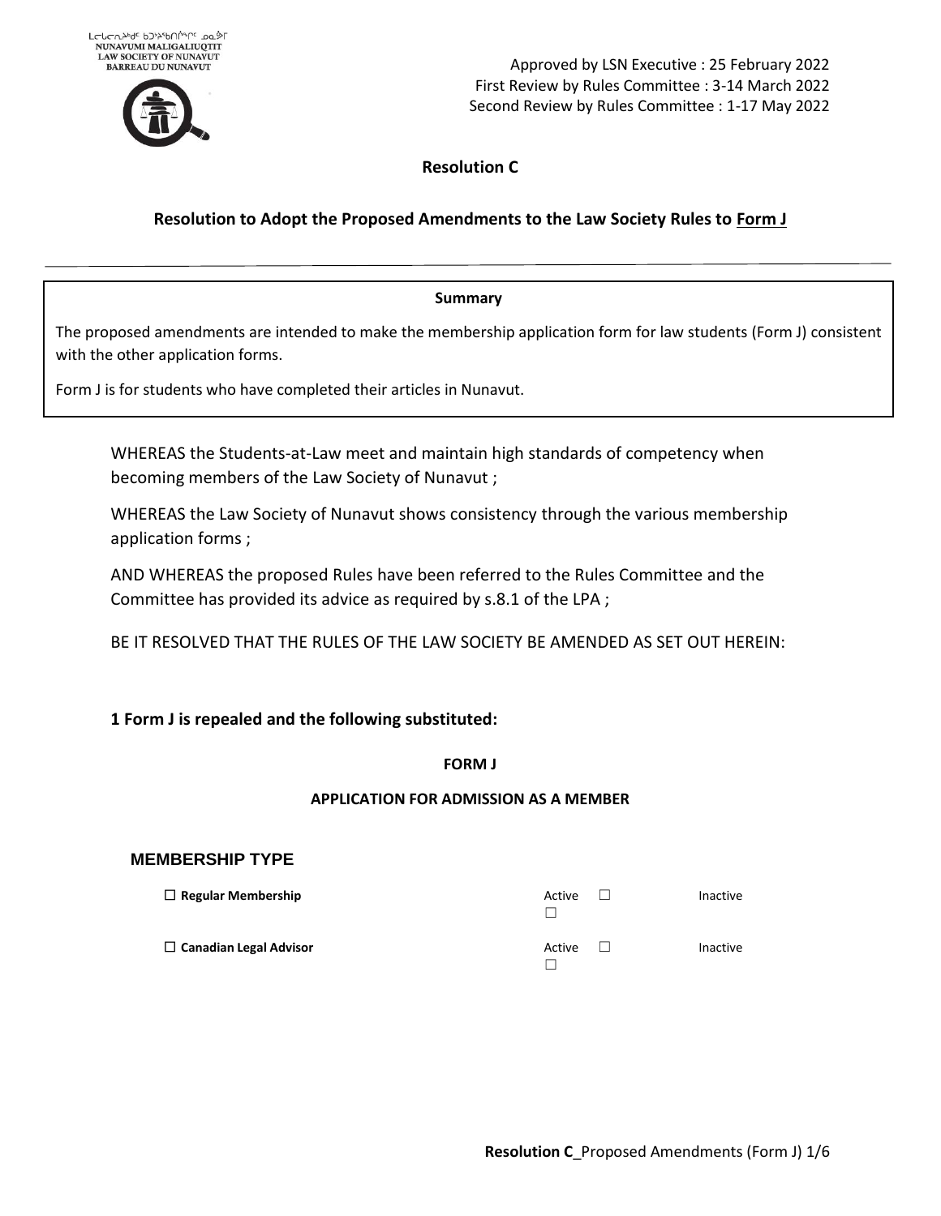ᒪᓕᒐᓕᐅᖅᑎᑦ ᑲᑐᔾᔨᖃᑎᒌᖏᑦ ᓄᓇᕗᒻᒥ
NUNAVUMI MALIGALIUQTIT
LAW SOCIETY OF NUNAVUT
BARREAU DU NUNAVUT

Approved by LSN Executive : 25 February 2022
First Review by Rules Committee : 3-14 March 2022
Second Review by Rules Committee : 1-17 May 2022

## Resolution C

### Resolution to Adopt the Proposed Amendments to the Law Society Rules to Form J

---

**Summary**

The proposed amendments are intended to make the membership application form for law students (Form J) consistent with the other application forms.

Form J is for students who have completed their articles in Nunavut.

WHEREAS the Students-at-Law meet and maintain high standards of competency when becoming members of the Law Society of Nunavut ;

WHEREAS the Law Society of Nunavut shows consistency through the various membership application forms ;

AND WHEREAS the proposed Rules have been referred to the Rules Committee and the Committee has provided its advice as required by s.8.1 of the LPA ;

BE IT RESOLVED THAT THE RULES OF THE LAW SOCIETY BE AMENDED AS SET OUT HEREIN:

**1 Form J is repealed and the following substituted:**

**FORM J**

**APPLICATION FOR ADMISSION AS A MEMBER**

### MEMBERSHIP TYPE

| | | |
|---|---|---|
| ☐ **Regular Membership** | Active ☐ | ☐ Inactive |
| ☐ **Canadian Legal Advisor** | Active ☐ | ☐ Inactive |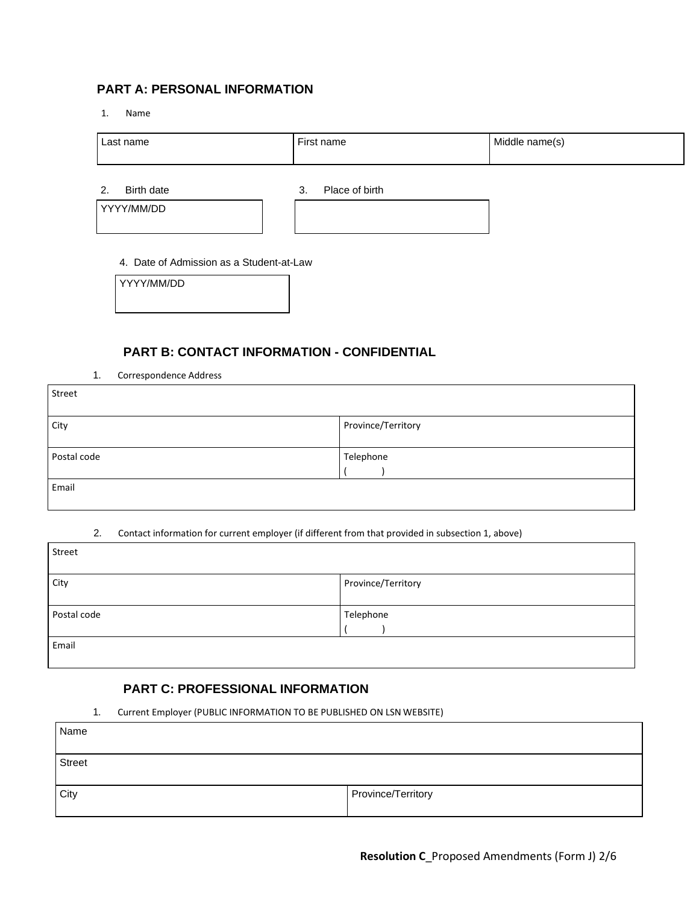## PART A: PERSONAL INFORMATION

1. Name

| Last name | First name | Middle name(s) |
|---|---|---|
| | | |

2. Birth date

| YYYY/MM/DD |
|---|

3. Place of birth

| |
|---|

4. Date of Admission as a Student-at-Law

| YYYY/MM/DD |
|---|

## PART B: CONTACT INFORMATION - CONFIDENTIAL

1. Correspondence Address

| Street | |
|---|---|
| City | Province/Territory |
| Postal code | Telephone ( ) |
| Email | |

2. Contact information for current employer (if different from that provided in subsection 1, above)

| Street | |
|---|---|
| City | Province/Territory |
| Postal code | Telephone ( ) |
| Email | |

## PART C: PROFESSIONAL INFORMATION

1. Current Employer (PUBLIC INFORMATION TO BE PUBLISHED ON LSN WEBSITE)

| Name | |
|---|---|
| Street | |
| City | Province/Territory |

**Resolution C**_Proposed Amendments (Form J)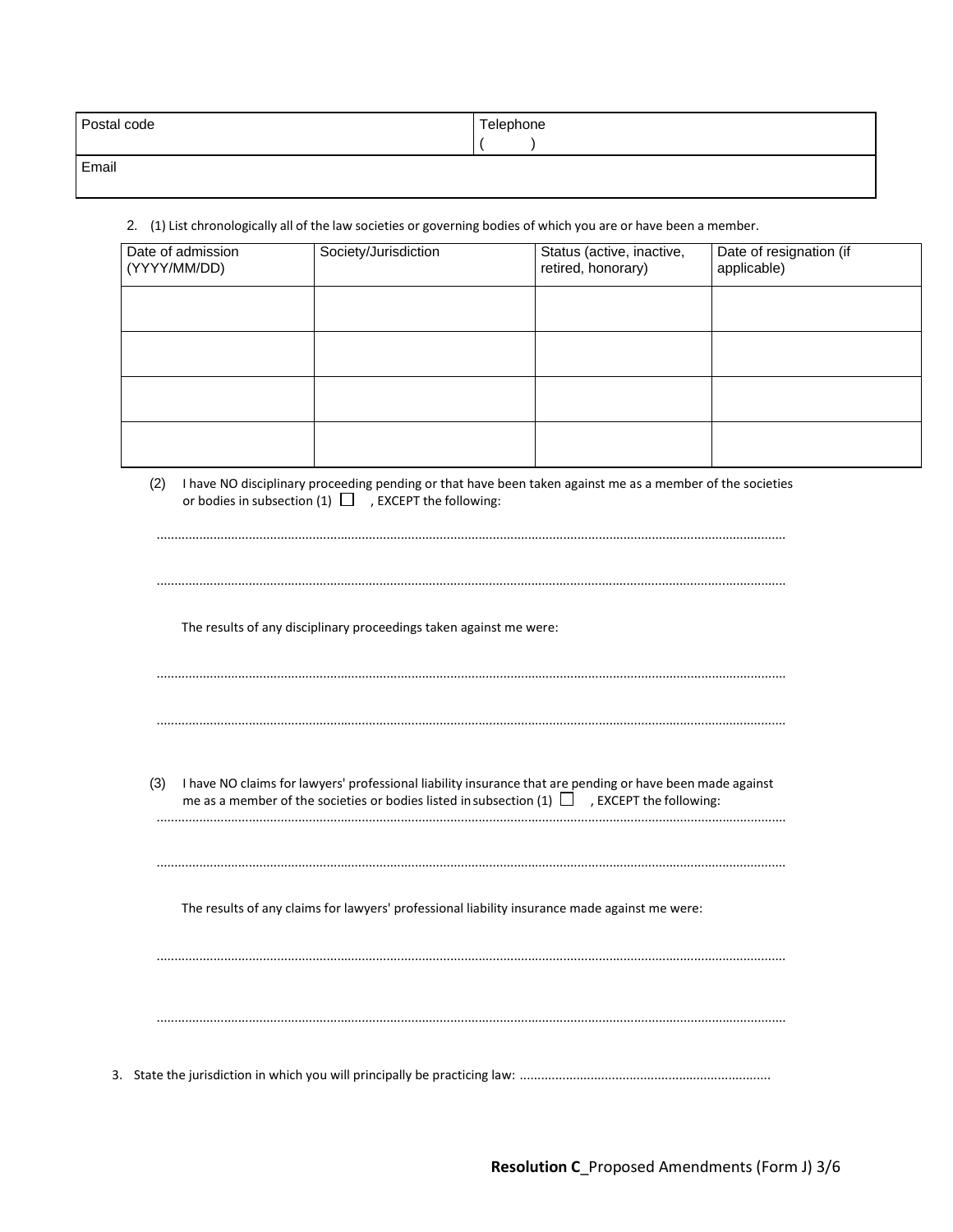| Postal code | Telephone<br>(          ) |
|---|---|
| Email | |

2. (1) List chronologically all of the law societies or governing bodies of which you are or have been a member.

| Date of admission (YYYY/MM/DD) | Society/Jurisdiction | Status (active, inactive, retired, honorary) | Date of resignation (if applicable) |
|---|---|---|---|
| | | | |
| | | | |
| | | | |
| | | | |

(2) I have NO disciplinary proceeding pending or that have been taken against me as a member of the societies or bodies in subsection (1) ☐ , EXCEPT the following:

.......................................................................................................................................................................

.......................................................................................................................................................................

The results of any disciplinary proceedings taken against me were:

.......................................................................................................................................................................

.......................................................................................................................................................................

(3) I have NO claims for lawyers' professional liability insurance that are pending or have been made against me as a member of the societies or bodies listed in subsection (1) ☐ , EXCEPT the following:

.......................................................................................................................................................................

.......................................................................................................................................................................

The results of any claims for lawyers' professional liability insurance made against me were:

.......................................................................................................................................................................

.......................................................................................................................................................................

3. State the jurisdiction in which you will principally be practicing law: ......................................................................

**Resolution C**_Proposed Amendments (Form J)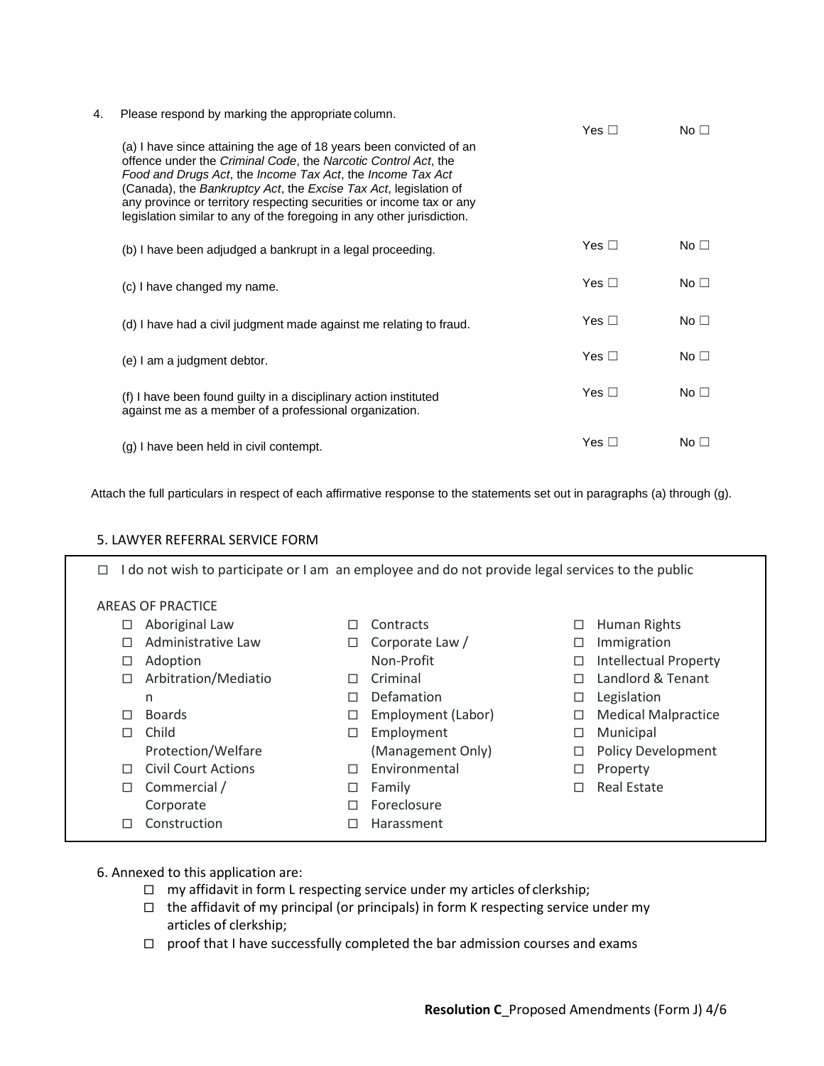4. Please respond by marking the appropriate column.

| | | |
|---|---|---|
| (a) I have since attaining the age of 18 years been convicted of an offence under the *Criminal Code*, the *Narcotic Control Act*, the *Food and Drugs Act*, the *Income Tax Act*, the *Income Tax Act* (Canada), the *Bankruptcy Act*, the *Excise Tax Act*, legislation of any province or territory respecting securities or income tax or any legislation similar to any of the foregoing in any other jurisdiction. | Yes ☐ | No ☐ |
| (b) I have been adjudged a bankrupt in a legal proceeding. | Yes ☐ | No ☐ |
| (c) I have changed my name. | Yes ☐ | No ☐ |
| (d) I have had a civil judgment made against me relating to fraud. | Yes ☐ | No ☐ |
| (e) I am a judgment debtor. | Yes ☐ | No ☐ |
| (f) I have been found guilty in a disciplinary action instituted against me as a member of a professional organization. | Yes ☐ | No ☐ |
| (g) I have been held in civil contempt. | Yes ☐ | No ☐ |

Attach the full particulars in respect of each affirmative response to the statements set out in paragraphs (a) through (g).

5. LAWYER REFERRAL SERVICE FORM

☐ I do not wish to participate or I am an employee and do not provide legal services to the public

AREAS OF PRACTICE

- ☐ Aboriginal Law
- ☐ Administrative Law
- ☐ Adoption
- ☐ Arbitration/Mediation
- ☐ Boards
- ☐ Child Protection/Welfare
- ☐ Civil Court Actions
- ☐ Commercial / Corporate
- ☐ Construction
- ☐ Contracts
- ☐ Corporate Law / Non-Profit
- ☐ Criminal
- ☐ Defamation
- ☐ Employment (Labor)
- ☐ Employment (Management Only)
- ☐ Environmental
- ☐ Family
- ☐ Foreclosure
- ☐ Harassment
- ☐ Human Rights
- ☐ Immigration
- ☐ Intellectual Property
- ☐ Landlord & Tenant
- ☐ Legislation
- ☐ Medical Malpractice
- ☐ Municipal
- ☐ Policy Development
- ☐ Property
- ☐ Real Estate

6. Annexed to this application are:

- ☐ my affidavit in form L respecting service under my articles of clerkship;
- ☐ the affidavit of my principal (or principals) in form K respecting service under my articles of clerkship;
- ☐ proof that I have successfully completed the bar admission courses and exams

**Resolution C**_Proposed Amendments (Form J) 4/6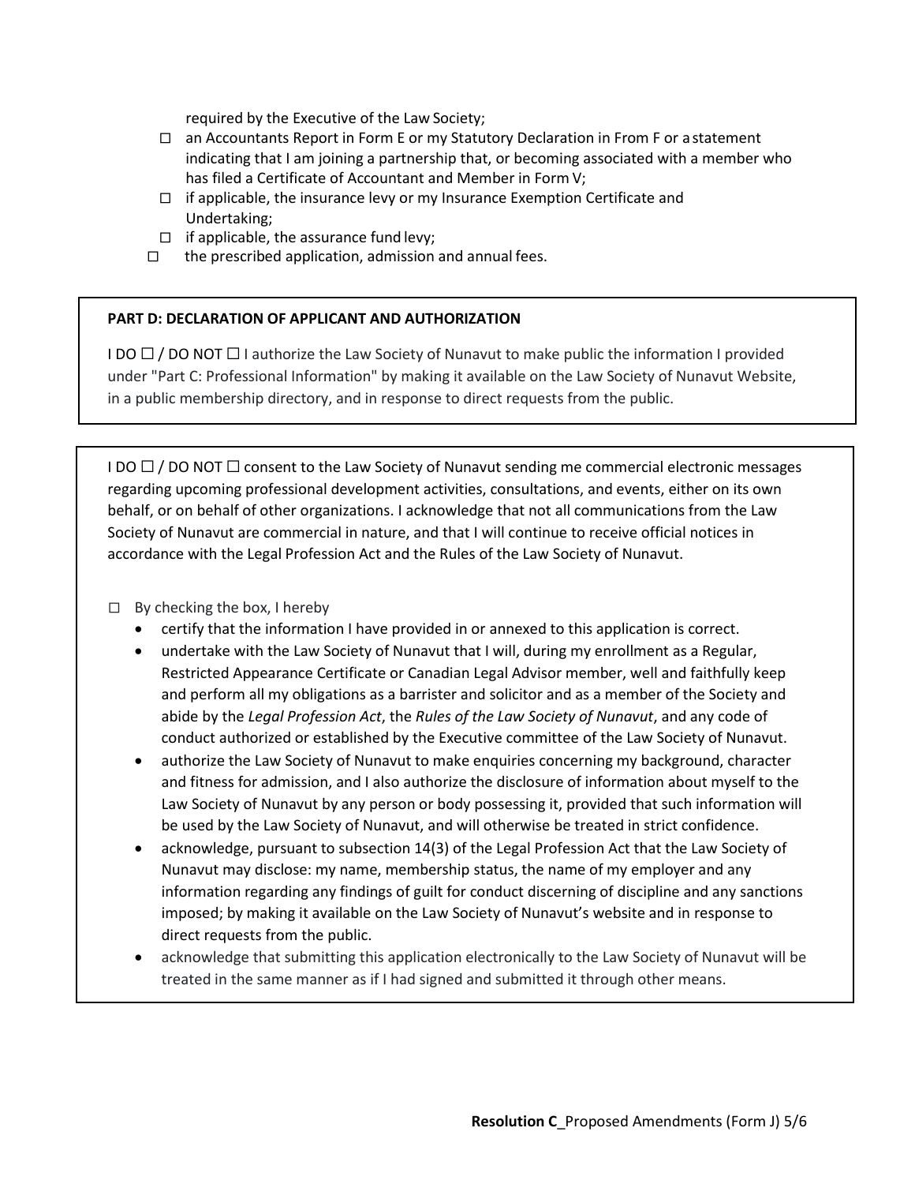required by the Executive of the Law Society;

- ☐ an Accountants Report in Form E or my Statutory Declaration in From F or a statement indicating that I am joining a partnership that, or becoming associated with a member who has filed a Certificate of Accountant and Member in Form V;
- ☐ if applicable, the insurance levy or my Insurance Exemption Certificate and Undertaking;
- ☐ if applicable, the assurance fund levy;
- ☐ the prescribed application, admission and annual fees.

**PART D: DECLARATION OF APPLICANT AND AUTHORIZATION**

I DO ☐ / DO NOT ☐ I authorize the Law Society of Nunavut to make public the information I provided under "Part C: Professional Information" by making it available on the Law Society of Nunavut Website, in a public membership directory, and in response to direct requests from the public.

I DO ☐ / DO NOT ☐ consent to the Law Society of Nunavut sending me commercial electronic messages regarding upcoming professional development activities, consultations, and events, either on its own behalf, or on behalf of other organizations. I acknowledge that not all communications from the Law Society of Nunavut are commercial in nature, and that I will continue to receive official notices in accordance with the Legal Profession Act and the Rules of the Law Society of Nunavut.

☐ By checking the box, I hereby

- certify that the information I have provided in or annexed to this application is correct.
- undertake with the Law Society of Nunavut that I will, during my enrollment as a Regular, Restricted Appearance Certificate or Canadian Legal Advisor member, well and faithfully keep and perform all my obligations as a barrister and solicitor and as a member of the Society and abide by the *Legal Profession Act*, the *Rules of the Law Society of Nunavut*, and any code of conduct authorized or established by the Executive committee of the Law Society of Nunavut.
- authorize the Law Society of Nunavut to make enquiries concerning my background, character and fitness for admission, and I also authorize the disclosure of information about myself to the Law Society of Nunavut by any person or body possessing it, provided that such information will be used by the Law Society of Nunavut, and will otherwise be treated in strict confidence.
- acknowledge, pursuant to subsection 14(3) of the Legal Profession Act that the Law Society of Nunavut may disclose: my name, membership status, the name of my employer and any information regarding any findings of guilt for conduct discerning of discipline and any sanctions imposed; by making it available on the Law Society of Nunavut's website and in response to direct requests from the public.
- acknowledge that submitting this application electronically to the Law Society of Nunavut will be treated in the same manner as if I had signed and submitted it through other means.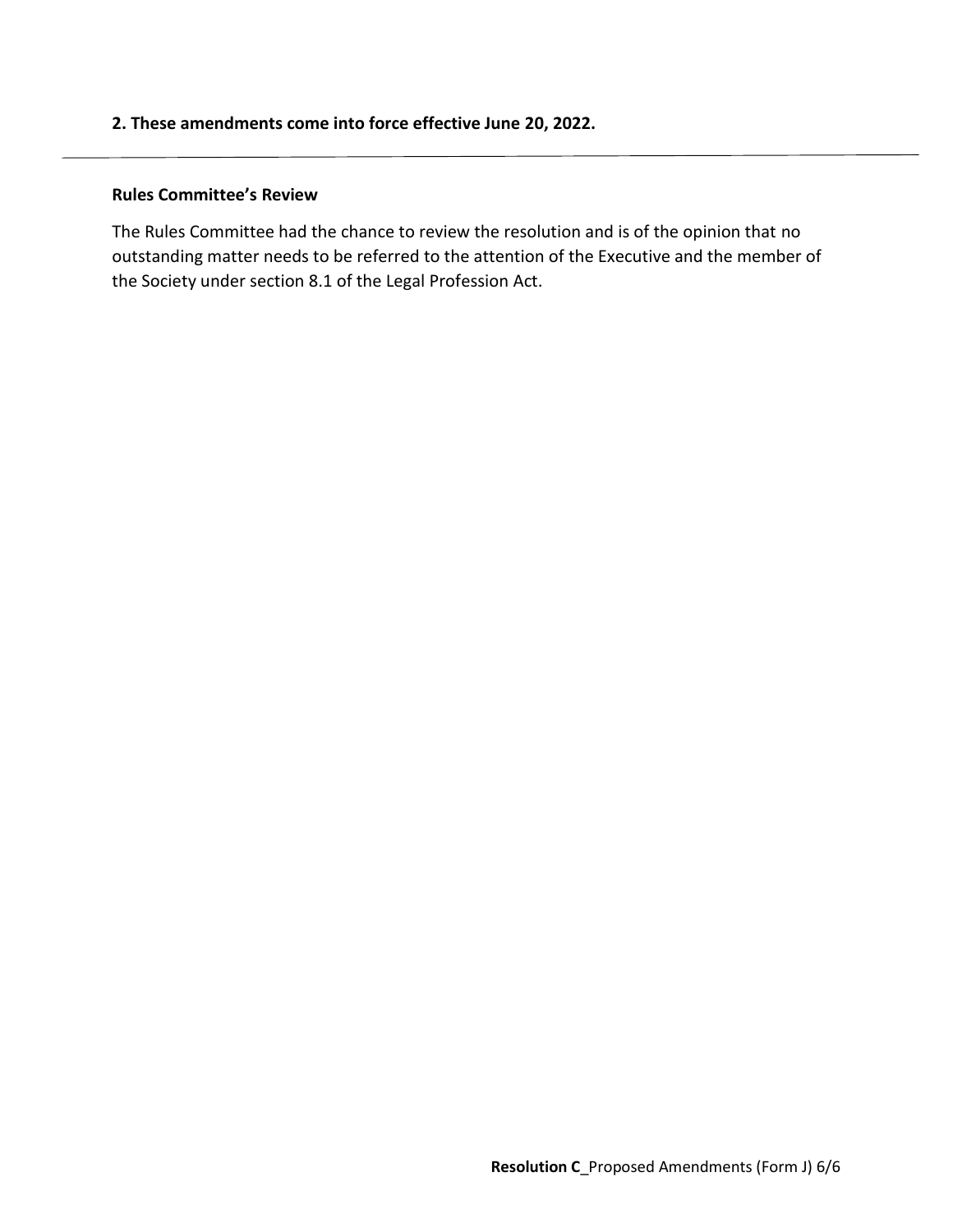**2. These amendments come into force effective June 20, 2022.**

---

**Rules Committee's Review**

The Rules Committee had the chance to review the resolution and is of the opinion that no outstanding matter needs to be referred to the attention of the Executive and the member of the Society under section 8.1 of the Legal Profession Act.